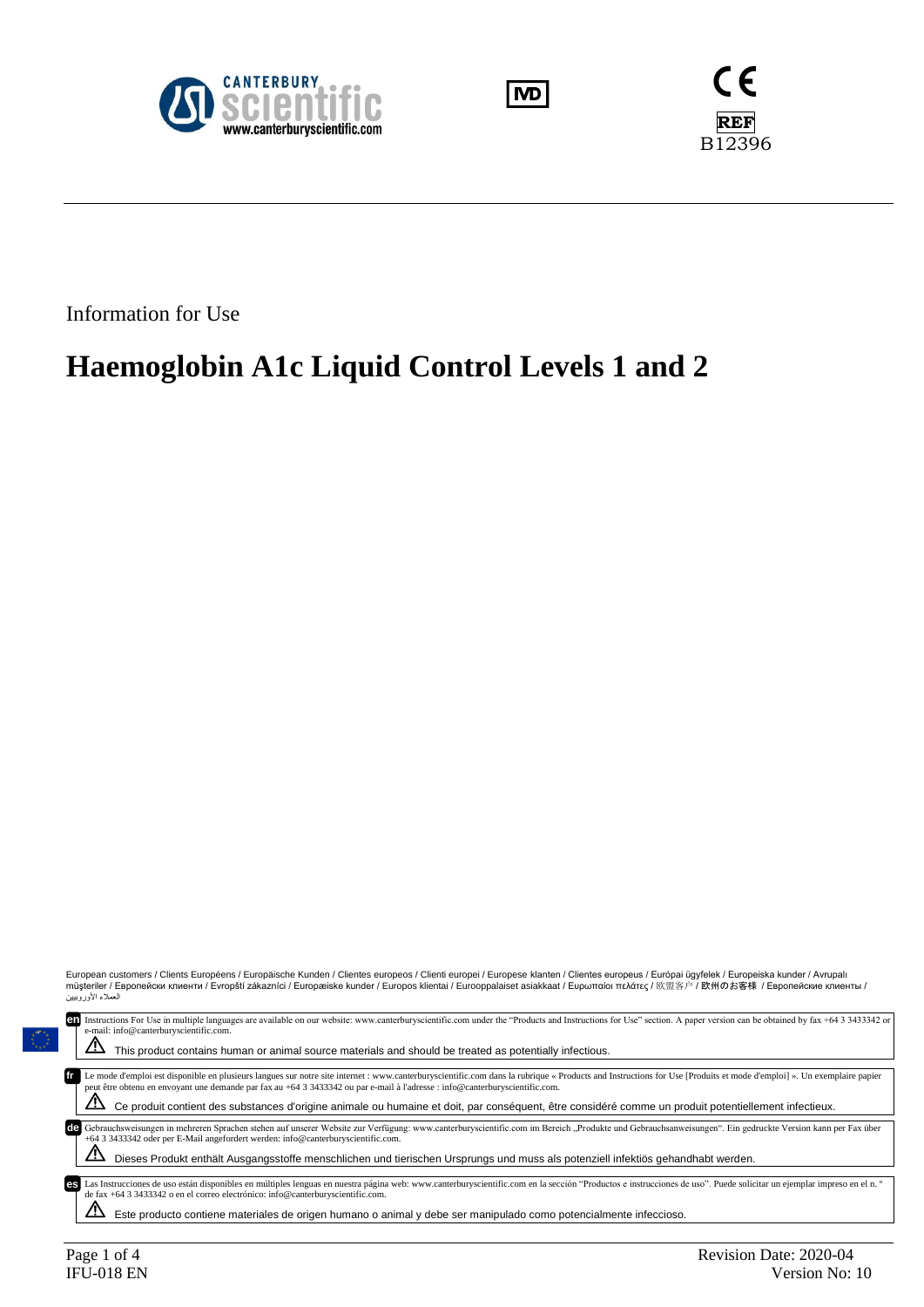CANTERBURY scientific
www.canterburyscientific.com

IVD

CE

REF
B12396

Information for Use

# Haemoglobin A1c Liquid Control Levels 1 and 2

European customers / Clients Européens / Europäische Kunden / Clientes europeos / Clienti europei / Europese klanten / Clientes europeus / Európai ügyfelek / Europeiska kunder / Avrupalı müşteriler / Европейски клиенти / Evropští zákazníci / Europæiske kunder / Europos klientai / Eurooppalaiset asiakkaat / Ευρωπαίοι πελάτες / 欧盟客户 / 欧州のお客様 / Европейские клиенты / العملاء الأوروبيين

**en** Instructions For Use in multiple languages are available on our website: www.canterburyscientific.com under the "Products and Instructions for Use" section. A paper version can be obtained by fax +64 3 3433342 or e-mail: info@canterburyscientific.com.

⚠ This product contains human or animal source materials and should be treated as potentially infectious.

**fr** Le mode d'emploi est disponible en plusieurs langues sur notre site internet : www.canterburyscientific.com dans la rubrique « Products and Instructions for Use [Produits et mode d'emploi] ». Un exemplaire papier peut être obtenu en envoyant une demande par fax au +64 3 3433342 ou par e-mail à l'adresse : info@canterburyscientific.com.

⚠ Ce produit contient des substances d'origine animale ou humaine et doit, par conséquent, être considéré comme un produit potentiellement infectieux.

**de** Gebrauchsweisungen in mehreren Sprachen stehen auf unserer Website zur Verfügung: www.canterburyscientific.com im Bereich „Produkte und Gebrauchsanweisungen". Ein gedruckte Version kann per Fax über +64 3 3433342 oder per E-Mail angefordert werden: info@canterburyscientific.com.

⚠ Dieses Produkt enthält Ausgangsstoffe menschlichen und tierischen Ursprungs und muss als potenziell infektiös gehandhabt werden.

**es** Las Instrucciones de uso están disponibles en múltiples lenguas en nuestra página web: www.canterburyscientific.com en la sección "Productos e instrucciones de uso". Puede solicitar un ejemplar impreso en el n. º de fax +64 3 3433342 o en el correo electrónico: info@canterburyscientific.com.

⚠ Este producto contiene materiales de origen humano o animal y debe ser manipulado como potencialmente infeccioso.

IFU-018 EN

Revision Date: 2020-04
Version No: 10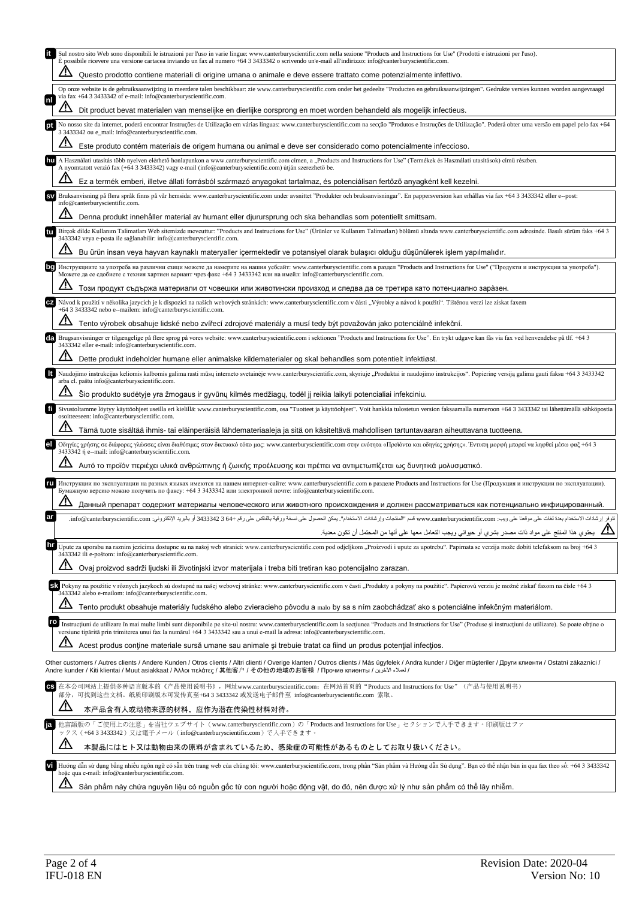**it** Sul nostro sito Web sono disponibili le istruzioni per l'uso in varie lingue: www.canterburyscientific.com nella sezione "Products and Instructions for Use" (Prodotti e istruzioni per l'uso). È possibile ricevere una versione cartacea inviando un fax al numero +64 3 3433342 o scrivendo un'e-mail all'indirizzo: info@canterburyscientific.com.

⚠ Questo prodotto contiene materiali di origine umana o animale e deve essere trattato come potenzialmente infettivo.

**nl** Op onze website is de gebruiksaanwijzing in meerdere talen beschikbaar: zie www.canterburyscientific.com onder het gedeelte "Producten en gebruiksaanwijzingen". Gedrukte versies kunnen worden aangevraagd via fax +64 3 3433342 of e-mail: info@canterburyscientific.com.

⚠ Dit product bevat materialen van menselijke en dierlijke oorsprong en moet worden behandeld als mogelijk infectieus.

**pt** No nosso site da internet, poderá encontrar Instruções de Utilização em várias línguas: www.canterburyscientific.com na secção "Produtos e Instruções de Utilização". Poderá obter uma versão em papel pelo fax +64 3 3433342 ou e_mail: info@canterburyscientific.com.

⚠ Este produto contém materiais de origem humana ou animal e deve ser considerado como potencialmente infeccioso.

**hu** A Használati utasítás több nyelven elérhető honlapunkon a www.canterburyscientific.com címen, a „Products and Instructions for Use" (Termékek és Használati utasítások) című részben. A nyomtatott verzió fax (+64 3 3433342) vagy e-mail (info@canterburyscientific.com) útján szerezhető be.

⚠ Ez a termék emberi, illetve állati forrásból származó anyagokat tartalmaz, és potenciálisan fertőző anyagként kell kezelni.

**sv** Bruksanvisning på flera språk finns på vår hemsida: www.canterburyscientific.com under avsnittet "Produkter och bruksanvisningar". En pappersversion kan erhållas via fax +64 3 3433342 eller e--post: info@canterburyscientific.com.

⚠ Denna produkt innehåller material av humant eller djursprung och ska behandlas som potentiellt smittsam.

**tu** Birçok dilde Kullanım Talimatları Web sitemizde mevcuttur: "Products and Instructions for Use" (Ürünler ve Kullanım Talimatları) bölümü altında www.canterburyscientific.com adresinde. Basılı sürüm faks +64 3 3433342 veya e-posta ile sağlanabilir: info@canterburyscientific.com.

⚠ Bu ürün insan veya hayvan kaynaklı materyaller içermektedir ve potansiyel olarak bulaşıcı olduğu düşünülerek işlem yapılmalıdır.

**bg** Инструкциите за употреба на различни езици можете да намерите на нашия уебсайт: www.canterburyscientific.com в раздел "Products and Instructions for Use" ("Продукти и инструкции за употреба"). Можете да се сдобиете с техния хартиен вариант чрез факс +64 3 3433342 или на имейл: info@canterburyscientific.com.

⚠ Този продукт съдържа материали от човешки или животински произход и следва да се третира като потенциално зара̀зен.

**cz** Návod k použití v několika jazycích je k dispozici na našich webových stránkách: www.canterburyscientific.com v části „Výrobky a návod k použití". Tištěnou verzi lze získat faxem +64 3 3433342 nebo e--mailem: info@canterburyscientific.com.

⚠ Tento výrobek obsahuje lidské nebo zvířecí zdrojové materiály a musí tedy být považován jako potenciálně infekční.

**da** Brugsanvisninger er tilgængelige på flere sprog på vores website: www.canterburyscientific.com i sektionen "Products and Instructions for Use". En trykt udgave kan fås via fax ved henvendelse på tlf. +64 3 3433342 eller e-mail: info@canterburyscientific.com.

⚠ Dette produkt indeholder humane eller animalske kildematerialer og skal behandles som potentielt infektiøst.

**lt** Naudojimo instrukcijas keliomis kalbomis galima rasti mūsų interneto svetainėje www.canterburyscientific.com, skyriuje „Produktai ir naudojimo instrukcijos". Popierinę versiją galima gauti faksu +64 3 3433342 arba el. paštu info@canterburyscientific.com.

⚠ Šio produkto sudėtyje yra žmogaus ir gyvūnų kilmės medžiagų, todėl jį reikia laikyti potencialiai infekciniu.

**fi** Sivustoltamme löytyy käyttöohjeet useilla eri kielillä: www.canterburyscientific.com, osa "Tuotteet ja käyttöohjeet". Voit hankkia tulostetun version faksaamalla numeroon +64 3 3433342 tai lähettämällä sähköpostia osoitteeseen: info@canterburyscientific.com.

⚠ Tämä tuote sisältää ihmis- tai eläinperäisiä lähdemateriaaleja ja sitä on käsiteltävä mahdollisen tartuntavaaran aiheuttavana tuotteena.

**el** Οδηγίες χρήσης σε διάφορες γλώσσες είναι διαθέσιμες στον δικτυακό τόπο μας: www.canterburyscientific.com στην ενότητα «Προϊόντα και οδηγίες χρήσης». Έντυπη μορφή μπορεί να ληφθεί μέσω φαξ +64 3 3433342 ή e--mail: info@canterburyscientific.com.

⚠ Αυτό το προϊόν περιέχει υλικά ανθρώπινης ή ζωικής προέλευσης και πρέπει να αντιμετωπίζεται ως δυνητικά μολυσματικό.

**ru** Инструкции по эксплуатации на разных языках имеются на нашем интернет-сайте: www.canterburyscientific.com в разделе Products and Instructions for Use (Продукция и инструкции по эксплуатации). Бумажную версию можно получить по факсу: +64 3 3433342 или электронной почте: info@canterburyscientific.com.

⚠ Данный препарат содержит материалы человеческого или животного происхождения и должен рассматриваться как потенциально инфицированный.

**ar** تتوفر إرشادات الاستخدام بعدة لغات على موقعنا على ويب: www.canterburyscientific.com قسم "المنتجات وإرشادات الاستخدام". يمكن الحصول على نسخة ورقية بالفاكس على رقم 3433342 3 64+ أو بالبريد الإلكتروني: info@canterburyscientific.com.

⚠ يحتوي هذا المنتج على مواد ذات مصدر بشري أو حيواني ويجب التعامل معها على أنها من المحتمل أن تكون معدية.

**hr** Upute za uporabu na raznim jezicima dostupne su na našoj web stranici: www.canterburyscientific.com pod odjeljkom „Proizvodi i upute za upotrebu". Papirnata se verzija može dobiti telefaksom na broj +64 3 3433342 ili e-poštom: info@canterburyscientific.com.

⚠ Ovaj proizvod sadrži ljudski ili životinjski izvor materijala i treba biti tretiran kao potencijalno zarazan.

**sk** Pokyny na použitie v rôznych jazykoch sú dostupné na našej webovej stránke: www.canterburyscientific.com v časti „Produkty a pokyny na použitie". Papierovú verziu je možné získať faxom na čísle +64 3 3433342 alebo e-mailom: info@canterburyscientific.com.

⚠ Tento produkt obsahuje materiály ľudského alebo zvieracieho pôvodu a malo by sa s ním zaobchádzať ako s potenciálne infekčným materiálom.

**ro** Instrucţiuni de utilizare în mai multe limbi sunt disponibile pe site-ul nostru: www.canterburyscientific.com la secţiunea "Products and Instructions for Use" (Produse şi instrucţiuni de utilizare). Se poate obţine o versiune tipărită prin trimiterea unui fax la numărul +64 3 3433342 sau a unui e-mail la adresa: info@canterburyscientific.com.

⚠ Acest produs conţine materiale sursă umane sau animale şi trebuie tratat ca fiind un produs potenţial infecţios.

Other customers / Autres clients / Andere Kunden / Otros clients / Altri clienti / Overige klanten / Outros clients / Más ügyfelek / Andra kunder / Diğer müşteriler / Други клиенти / Ostatní zákazníci / Andre kunder / Kiti klientai / Muut asiakkaat / Άλλοι πελάτες / 其他客户 / その他の地域のお客様 / Прочие клиенты / لعملاء الآخرين /

**cs** 在本公司网站上提供多种语言版本的《产品使用说明书》，网址www.canterburyscientific.com；在网站首页的"Products and Instructions for Use"（产品与使用说明书）部分，可找到这些文档。纸质印刷版本可发传真至+64 3 3433342 或发送电子邮件至 info@canterburyscientific.com 索取。

⚠ 本产品含有人或动物来源的材料，应作为潜在传染性材料对待。

**ja** 他言語版の「ご使用上の注意」を当社ウェブサイト（www.canterburyscientific.com）の「Products and Instructions for Use」セクションで入手できます。印刷版はファックス（+64 3 3433342）又は電子メール（info@canterburyscientific.com）で入手できます。

⚠ 本製品にはヒト又は動物由来の原料が含まれているため、感染症の可能性があるものとしてお取り扱いください。

**vi** Hướng dẫn sử dụng bằng nhiều ngôn ngữ có sẵn trên trang web của chúng tôi: www.canterburyscientific.com, trong phần "Sản phẩm và Hướng dẫn Sử dụng". Bạn có thể nhận bản in qua fax theo số: +64 3 3433342 hoặc qua e-mail: info@canterburyscientific.com.

⚠ Sản phẩm này chứa nguyên liệu có nguồn gốc từ con người hoặc động vật, do đó, nên được xử lý như sản phẩm có thể lây nhiễm.

Revision Date: 2020-04

IFU-018 EN

Version No: 10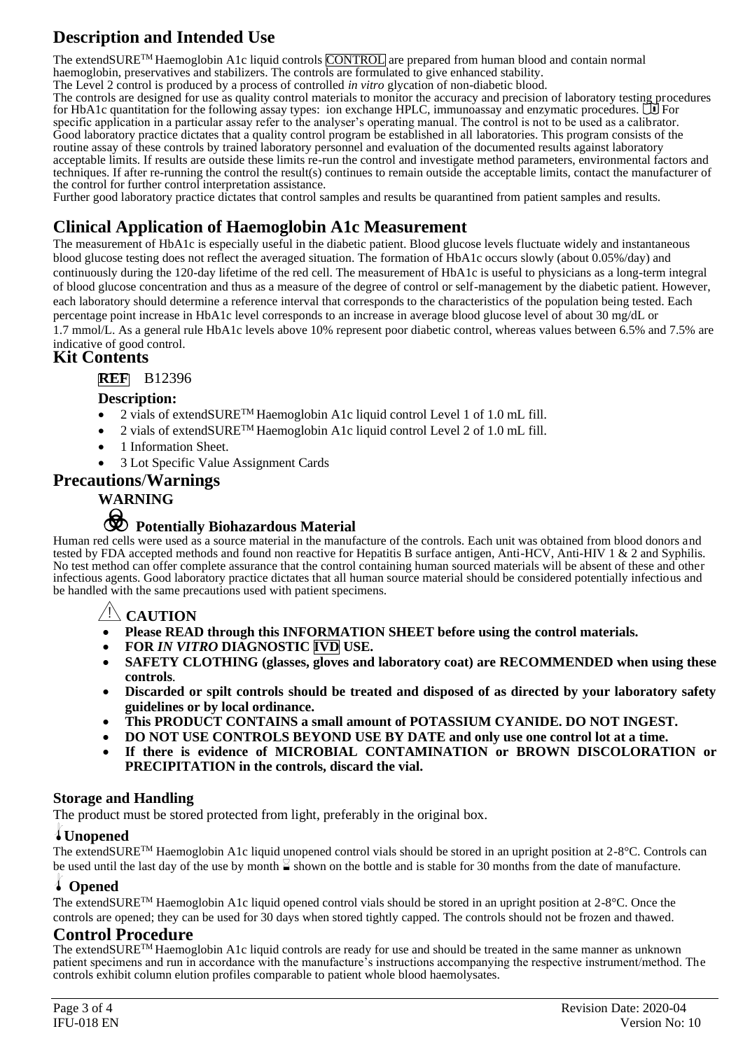## Description and Intended Use

The extendSURE™ Haemoglobin A1c liquid controls CONTROL are prepared from human blood and contain normal haemoglobin, preservatives and stabilizers. The controls are formulated to give enhanced stability.

The Level 2 control is produced by a process of controlled *in vitro* glycation of non-diabetic blood.

The controls are designed for use as quality control materials to monitor the accuracy and precision of laboratory testing procedures for HbA1c quantitation for the following assay types: ion exchange HPLC, immunoassay and enzymatic procedures. For specific application in a particular assay refer to the analyser's operating manual. The control is not to be used as a calibrator.

Good laboratory practice dictates that a quality control program be established in all laboratories. This program consists of the routine assay of these controls by trained laboratory personnel and evaluation of the documented results against laboratory acceptable limits. If results are outside these limits re-run the control and investigate method parameters, environmental factors and techniques. If after re-running the control the result(s) continues to remain outside the acceptable limits, contact the manufacturer of the control for further control interpretation assistance.

Further good laboratory practice dictates that control samples and results be quarantined from patient samples and results.

## Clinical Application of Haemoglobin A1c Measurement

The measurement of HbA1c is especially useful in the diabetic patient. Blood glucose levels fluctuate widely and instantaneous blood glucose testing does not reflect the averaged situation. The formation of HbA1c occurs slowly (about 0.05%/day) and continuously during the 120-day lifetime of the red cell. The measurement of HbA1c is useful to physicians as a long-term integral of blood glucose concentration and thus as a measure of the degree of control or self-management by the diabetic patient. However, each laboratory should determine a reference interval that corresponds to the characteristics of the population being tested. Each percentage point increase in HbA1c level corresponds to an increase in average blood glucose level of about 30 mg/dL or 1.7 mmol/L. As a general rule HbA1c levels above 10% represent poor diabetic control, whereas values between 6.5% and 7.5% are indicative of good control.

## Kit Contents

**REF** B12396

### Description:

- 2 vials of extendSURE™ Haemoglobin A1c liquid control Level 1 of 1.0 mL fill.
- 2 vials of extendSURE™ Haemoglobin A1c liquid control Level 2 of 1.0 mL fill.
- 1 Information Sheet.
- 3 Lot Specific Value Assignment Cards

## Precautions/Warnings

### WARNING

### Potentially Biohazardous Material

Human red cells were used as a source material in the manufacture of the controls. Each unit was obtained from blood donors and tested by FDA accepted methods and found non reactive for Hepatitis B surface antigen, Anti-HCV, Anti-HIV 1 & 2 and Syphilis. No test method can offer complete assurance that the control containing human sourced materials will be absent of these and other infectious agents. Good laboratory practice dictates that all human source material should be considered potentially infectious and be handled with the same precautions used with patient specimens.

### ⚠ CAUTION

- **Please READ through this INFORMATION SHEET before using the control materials.**
- **FOR *IN VITRO* DIAGNOSTIC IVD USE.**
- **SAFETY CLOTHING (glasses, gloves and laboratory coat) are RECOMMENDED when using these controls.**
- **Discarded or spilt controls should be treated and disposed of as directed by your laboratory safety guidelines or by local ordinance.**
- **This PRODUCT CONTAINS a small amount of POTASSIUM CYANIDE. DO NOT INGEST.**
- **DO NOT USE CONTROLS BEYOND USE BY DATE and only use one control lot at a time.**
- **If there is evidence of MICROBIAL CONTAMINATION or BROWN DISCOLORATION or PRECIPITATION in the controls, discard the vial.**

### Storage and Handling

The product must be stored protected from light, preferably in the original box.

#### Unopened

The extendSURE™ Haemoglobin A1c liquid unopened control vials should be stored in an upright position at 2-8°C. Controls can be used until the last day of the use by month shown on the bottle and is stable for 30 months from the date of manufacture.

#### Opened

The extendSURE™ Haemoglobin A1c liquid opened control vials should be stored in an upright position at 2-8°C. Once the controls are opened; they can be used for 30 days when stored tightly capped. The controls should not be frozen and thawed.

## Control Procedure

The extendSURE™ Haemoglobin A1c liquid controls are ready for use and should be treated in the same manner as unknown patient specimens and run in accordance with the manufacture's instructions accompanying the respective instrument/method. The controls exhibit column elution profiles comparable to patient whole blood haemolysates.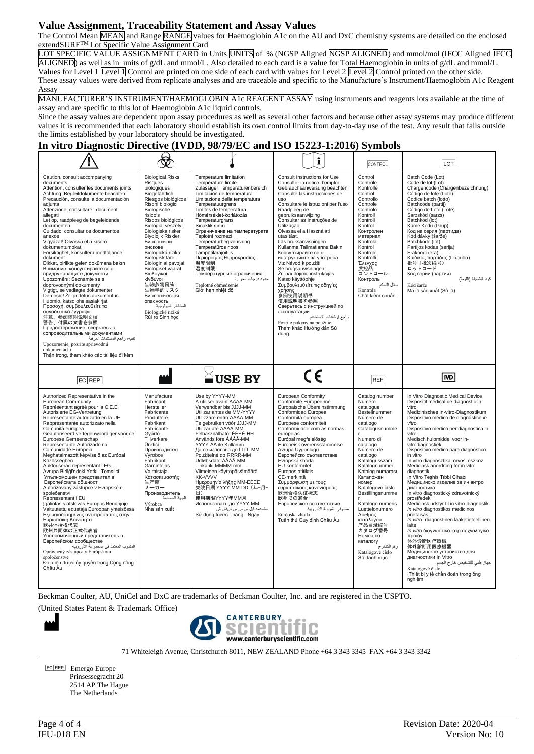## Value Assignment, Traceability Statement and Assay Values

The Control Mean MEAN and Range RANGE values for Haemoglobin A1c on the AU and DxC chemistry systems are detailed on the enclosed extendSURE™ Lot Specific Value Assignment Card

LOT SPECIFIC VALUE ASSIGNMENT CARD in Units UNITS of % (NGSP Aligned NGSP ALIGNED) and mmol/mol (IFCC Aligned IFCC ALIGNED) as well as in units of g/dL and mmol/L. Also detailed to each card is a value for Total Haemoglobin in units of g/dL and mmol/L. Values for Level 1 Level 1 Control are printed on one side of each card with values for Level 2 Level 2 Control printed on the other side.

These assay values were derived from replicate analyses and are traceable and specific to the Manufacture's Instrument/Haemoglobin A1c Reagent Assay

MANUFACTURER'S INSTRUMENT/HAEMOGLOBIN A1c REAGENT ASSAY using instruments and reagents lots available at the time of assay and are specific to this lot of Haemoglobin A1c liquid controls.

Since the assay values are dependent upon assay procedures as well as several other factors and because other assay systems may produce different values it is recommended that each laboratory should establish its own control limits from day-to-day use of the test. Any result that falls outside the limits established by your laboratory should be investigated.

## In vitro Diagnostic Directive (IVDD, 98/79/EC and ISO 15223-1:2016) Symbols

| ⚠ | ☣ | 🌡 | i | CONTROL | LOT |
|---|---|---|---|---|---|
| Caution, consult accompanying documents<br>Attention, consulter les documents joints<br>Achtung, Begleitdokumente beachten<br>Precaución, consulte la documentación adjunta<br>Attenzione, consultare i documenti allegati<br>Let op, raadpleeg de begeleidende documenten<br>Cuidado: consultar os documentos anexos<br>Vigyázat! Olvassa el a kísérő dokumentumokat.<br>Försiktighet, konsultera medföljande dokument<br>Dikkat, birlikte gelen dokümana bakın<br>Внимание, консултирайте се с придружаващите документи<br>Upozornění: Seznamte se s doprovodnými dokumenty<br>Vigtigt, se vedlagte dokumenter<br>Dėmesio! Žr. pridėtus dokumentus<br>Huomio, katso oheisasiakirjat<br>Προσοχή, συμβουλευθείτε τα συνοδευτικά έγγραφα<br>注意，参阅随附说明文档<br>警告、付属の文書を参照<br>Предостережение, сверьтесь с сопроводительными документами<br>تنبيه، راجع المستندات المرفقة<br>Upozornenie, pozrite sprievodnú dokumentáciu<br>Thận trọng, tham khảo các tài liệu đi kèm | Biological Risks<br>Risques biologiques<br>Biogefährlich<br>Riesgos biológicos<br>Rischi biologici<br>Biologische risico's<br>Riscos biológicos<br>Biológiai veszély!<br>Biologiska risker<br>Biyolojik Riskler<br>Биологични рискове<br>Biologická rizika<br>Biologisk fare<br>Biologiniai pavojai<br>Biologiset vaarat<br>Βιολογικοί κίνδυνοι<br>生物危害风险<br>生物学的リスク<br>Биологическая опасность<br>المخاطر البيولوجية<br>Biologické riziká<br>Rủi ro Sinh học | Temperature limitation<br>Température limite<br>Zulässiger Temperaturenbereich<br>Limitación de temperatura<br>Limitazione della temperatura<br>Temperatuurgrens<br>Limites de temperatura<br>Hőmérséklet-korlátozás<br>Temperaturgräns<br>Sıcaklık sınırı<br>Ограничение на температурата<br>Teplotní rozmezí<br>Temperaturbegrænsning<br>Temperatūros ribos<br>Lämpötilarajoitus<br>Περιορισμός θερμοκρασίας<br>温度限制<br>温度制限<br>Температурные ограничения<br>حدود درجات الحرارة<br>Teplotné obmedzenie<br>Giới hạn nhiệt độ | Consult Instructions for Use<br>Consulter la notice d'emploi<br>Gebrauchsanweisung beachten<br>Consulte las instrucciones de uso<br>Consultare le istruzioni per l'uso<br>Raadpleeg de gebruiksaanwijzing<br>Consultar as Instruções de Utilização<br>Olvassa el a Használati utasítást.<br>Läs bruksanvisningen<br>Kullanma Talimatlarına Bakın<br>Консултирайте се с инструкциите за употреба<br>Viz Návod k použití<br>Se brugsanvisningen<br>Žr. naudojimo instrukcijas<br>Katso käyttöohje<br>Συμβουλευθείτε τις οδηγίες χρήσης<br>参阅使用说明书<br>使用説明書を参照<br>Сверьтесь с инструкцией по эксплуатации<br>راجع إرشادات الاستخدام<br>Pozrite pokyny na použitie<br>Tham khảo Hướng dẫn Sử dụng | Control<br>Contrôle<br>Kontrolle<br>Control<br>Controllo<br>Controle<br>Controlo<br>Kontroll<br>Kontroll<br>Kontrol<br>Контролен материал<br>Kontrola<br>Kontrol<br>Kontrolė<br>Kontrolli<br>Έλεγχος<br>质控品<br>コントロール<br>Контроль<br>سائل التحكم<br>Kontrola<br>Chất kiểm chuẩn | Batch Code (Lot)<br>Code de lot (Lot)<br>Chargencode (Chargenbezeichnung)<br>Código de lote (Lote)<br>Codice batch (lotto)<br>Batchcode (partij)<br>Código de Lote (Lote)<br>Sarzskód (sarzs)<br>Batchkod (lot)<br>Küme Kodu (Grup)<br>Код на серия (партида)<br>Kód dávky (šarže)<br>Batchkode (lot)<br>Partijos kodas (serija)<br>Eräkoodi (erä)<br>Κωδικός παρτίδας (Παρτίδα)<br>批号（批次编号）<br>ロットコード<br>Код серии (партия)<br>كود التشغيلة (اللوط)<br>Kód šarže<br>Mã lô sản xuất (Số lô) |
| EC REP | 🏭 | USE BY | CE | REF | IVD |
| Authorized Representative in the European Community<br>Représentant agréé pour la C.E.E.<br>Autorisierte EG-Vertretung<br>Representante autorizado en la UE<br>Rappresentante autorizzato nella Comunità europea<br>Geautoriseerd vertegenwoordiger voor de Europese Gemeenschap<br>Representante Autorizado na Comunidade Europeia<br>Meghatalmazott képviselő az Európai Közösségben<br>Auktoriserad representant i EG<br>Avrupa Birliği'ndeki Yetkili Temsilci<br>Упълномощен представител в Европейската общност<br>Autorizovaný zástupce v Evropském společenství<br>Repræsentant i EU<br>Įgaliotasis atstovas Europos Bendrijoje<br>Valtuutettu edustaja Euroopan yhteisössä<br>Εξουσιοδοτημένος αντιπρόσωπος στην Ευρωπαϊκή Κοινότητα<br>欧共体授权代表<br>欧州共同体の正式代表者<br>Уполномоченный представитель в Европейском сообществе<br>المندوب المعتمد في المجموعة الأوروبية<br>Oprávnený zástupca v Európskom spoločenstve<br>Đại diện được ủy quyền trong Cộng đồng Châu Âu | Manufacture<br>Fabricant<br>Hersteller<br>Fabricante<br>Produttore<br>Fabrikant<br>Fabricante<br>Gyártó<br>Tillverkare<br>Üretici<br>Производител<br>Výrobce<br>Fabrikant<br>Gamintojas<br>Valmistaja<br>Κατασκευαστής<br>生产商<br>メーカー<br>Производитель<br>الجهة المصنعة<br>Výrobca<br>Nhà sản xuất | Use by YYYY-MM<br>A utiliser avant AAAA-MM<br>Verwendbar bis JJJJ-MM<br>Utilizar antes de MM-YYYY<br>Utilizzare entro AAAA-MM<br>Te gebruiken vóór JJJJ-MM<br>Utilizar até AAAA-MM<br>Felhasználható: ÉÉÉÉ-HH<br>Används före ÅÅÅÅ-MM<br>YYYY-AA ile Kullanım<br>Да се използва до ГГГГ-ММ<br>Použitelné do RRRR-MM<br>Udløbsdato ÅÅÅÅ-MM<br>Tinka iki MMMM-mm<br>Viimeinen käyttöpäivämäärä KK-VVVV<br>Ημερομηνία λήξης ΜΜ-ΕΕΕΕ<br>失效日期 YYYY-MM-DD（年-月-日）<br>使用期限YYYY年MM月<br>Использовать до YYYY-MM<br>استخدمه قبل س س س س/ش ش<br>Sử dụng trước Tháng - Ngày | European Conformity<br>Conformité Européenne<br>Europäische Übereinstimmung<br>Conformidad Europea<br>Conformità europea<br>Europese conformiteit<br>Conformidade com as normas europeias<br>Európai megfelelőség<br>Europeisk överensstämmelse<br>Avrupa Uygunluğu<br>Европейско съответствие<br>Evropská shoda<br>EU-konformitet<br>Europos atitiktis<br>CE-merkintä<br>Συμμόρφωση με τους ευρωπαϊκούς κανονισμούς<br>欧洲合格认证标志<br>欧州での適合<br>Европейское соответствие<br>مستوفي الشروط الأوروبية<br>Európska zhoda<br>Tuân thủ Quy định Châu Âu | Catalog number<br>Numéro catalogue<br>Bestellnummer<br>Número de catálogo<br>Catalogusnummer<br>Numero di catalogo<br>Número de catálogo<br>Katalógusszám<br>Katalognummer<br>Katalog numarası<br>Каталожен номер<br>Katalogové číslo<br>Bestillingsnummer<br>Katalogo numeris<br>Luettelonumero<br>Αριθμός καταλόγου<br>产品目录编号<br>カタログ番号<br>Номер по каталогу<br>رقم الكتالوج<br>Katalógové číslo<br>Số danh mục | In Vitro Diagnostic Medical Device<br>Dispositif médical de diagnostic in vitro<br>Medizinisches In-vitro-Diagnostikum<br>Dispositivo médico de diagnóstico *in vitro*<br>Dispositivo medico per diagnostica in vitro<br>Medisch hulpmiddel voor in-vitrodiagnostiek<br>Dispositivo médico para diagnóstico in vitro<br>In vitro diagnosztikai orvosi eszköz<br>Medicinsk anordning för in vitro diagnostik<br>In Vitro Teşhis Tıbbi Cihazı<br>Медицинско изделие за ин витро диагностика<br>In vitro diagnostický zdravotnický prostředek<br>Medicinsk udstyr til in vitro-diagnostik<br>*In vitro* diagnostikos medicinos prietaisas<br>*In vitro* -diagnostinen lääketieteellinen laite<br>*In vitro* διαγνωστικό ιατροτεχνολογικό προϊόν<br>体外诊断医疗器械<br>体外診断用医療機器<br>Медицинское устройство для диагностики In Vitro<br>جهاز طبي للتشخيص خارج الجسم<br>Katalógové číslo<br>IThiết bị y tế chẩn đoán trong ống nghiệm |

Beckman Coulter, AU, UniCel and DxC are trademarks of Beckman Coulter, Inc. and are registered in the USPTO.

(United States Patent & Trademark Office)

CANTERBURY scientific
www.canterburyscientific.com

71 Whiteleigh Avenue, Christchurch 8011, NEW ZEALAND Phone +64 3 343 3345 FAX +64 3 343 3342

EC REP Emergo Europe
Prinsessegracht 20
2514 AP The Hague
The Netherlands

Revision Date: 2020-04
IFU-018 EN Version No: 10